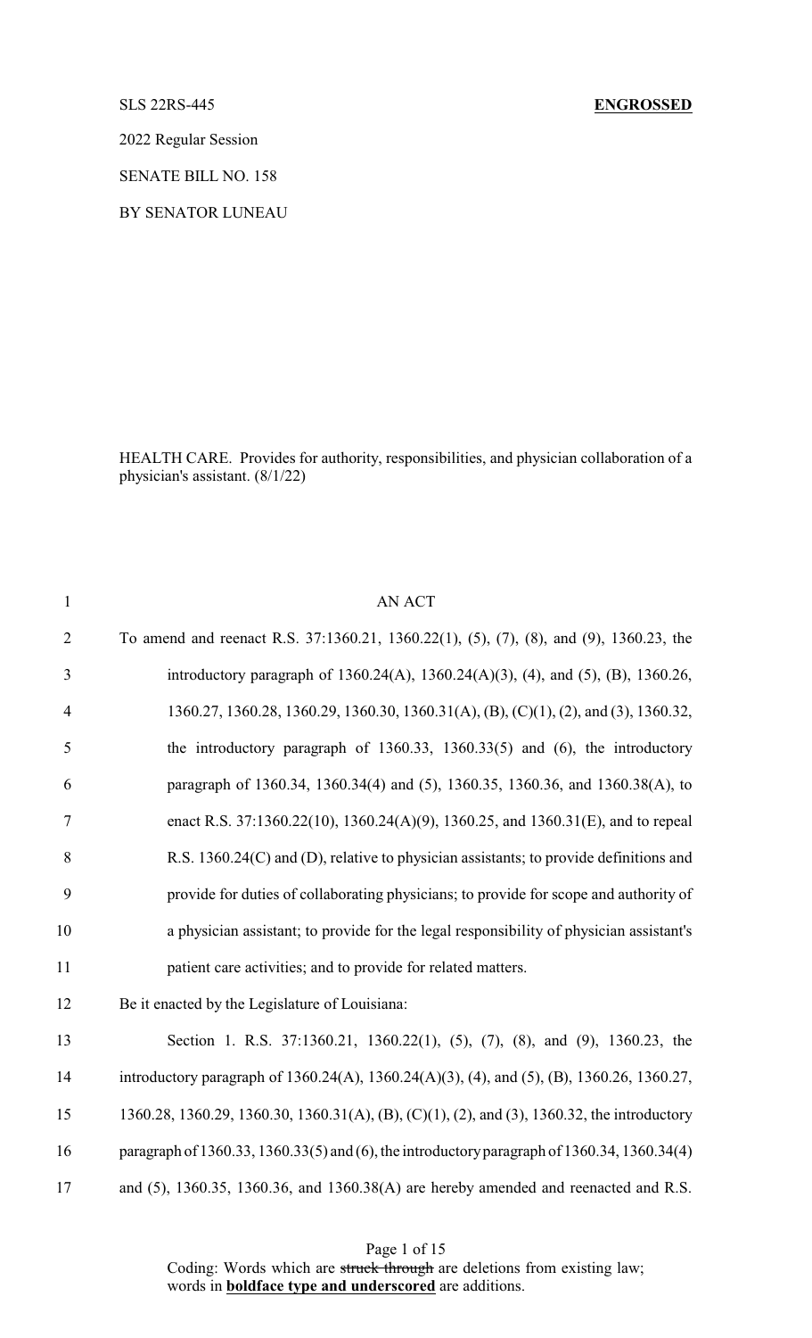SLS 22RS-445 **ENGROSSED**

2022 Regular Session

SENATE BILL NO. 158

BY SENATOR LUNEAU

HEALTH CARE. Provides for authority, responsibilities, and physician collaboration of a physician's assistant. (8/1/22)

AN ACT

To amend and reenact R.S. 37:1360.21, 1360.22(1), (5), (7), (8), and (9), 1360.23, the introductory paragraph of 1360.24(A), 1360.24(A)(3), (4), and (5), (B), 1360.26, 1360.27, 1360.28, 1360.29, 1360.30, 1360.31(A), (B), (C)(1), (2), and (3), 1360.32, the introductory paragraph of 1360.33, 1360.33(5) and (6), the introductory paragraph of 1360.34, 1360.34(4) and (5), 1360.35, 1360.36, and 1360.38(A), to enact R.S. 37:1360.22(10), 1360.24(A)(9), 1360.25, and 1360.31(E), and to repeal R.S. 1360.24(C) and (D), relative to physician assistants; to provide definitions and provide for duties of collaborating physicians; to provide for scope and authority of a physician assistant; to provide for the legal responsibility of physician assistant's patient care activities; and to provide for related matters.

Be it enacted by the Legislature of Louisiana:

Section 1. R.S. 37:1360.21, 1360.22(1), (5), (7), (8), and (9), 1360.23, the introductory paragraph of 1360.24(A), 1360.24(A)(3), (4), and (5), (B), 1360.26, 1360.27, 1360.28, 1360.29, 1360.30, 1360.31(A), (B), (C)(1), (2), and (3), 1360.32, the introductory paragraph of 1360.33, 1360.33(5) and (6), the introductory paragraph of 1360.34, 1360.34(4) and (5), 1360.35, 1360.36, and 1360.38(A) are hereby amended and reenacted and R.S.

Coding: Words which are ~~struck through~~ are deletions from existing law; words in **boldface type and underscored** are additions.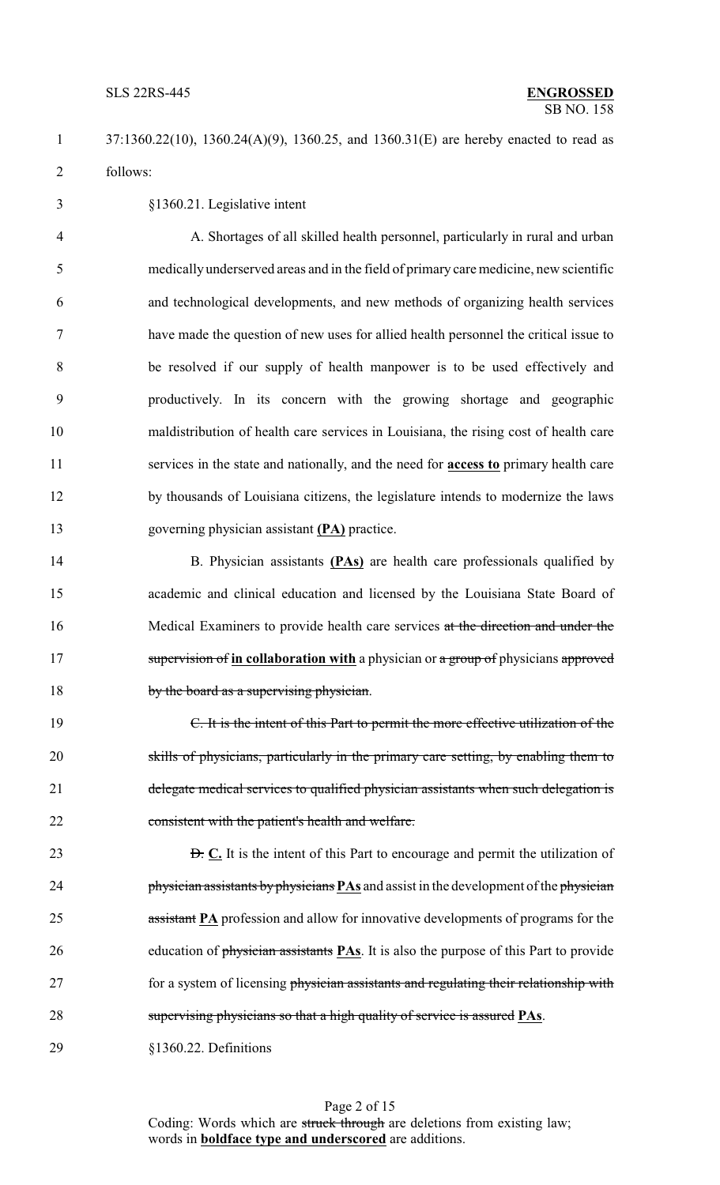37:1360.22(10), 1360.24(A)(9), 1360.25, and 1360.31(E) are hereby enacted to read as follows:

§1360.21. Legislative intent

A. Shortages of all skilled health personnel, particularly in rural and urban medically underserved areas and in the field of primary care medicine, new scientific and technological developments, and new methods of organizing health services have made the question of new uses for allied health personnel the critical issue to be resolved if our supply of health manpower is to be used effectively and productively. In its concern with the growing shortage and geographic maldistribution of health care services in Louisiana, the rising cost of health care services in the state and nationally, and the need for **access to** primary health care by thousands of Louisiana citizens, the legislature intends to modernize the laws governing physician assistant **(PA)** practice.

B. Physician assistants **(PAs)** are health care professionals qualified by academic and clinical education and licensed by the Louisiana State Board of Medical Examiners to provide health care services ~~at the direction and under the supervision of~~ **in collaboration with** a physician or ~~a group of~~ physicians ~~approved by the board as a supervising physician~~.

~~C. It is the intent of this Part to permit the more effective utilization of the skills of physicians, particularly in the primary care setting, by enabling them to delegate medical services to qualified physician assistants when such delegation is consistent with the patient's health and welfare.~~

~~D.~~ **C.** It is the intent of this Part to encourage and permit the utilization of ~~physician assistants by physicians~~ **PAs** and assist in the development of the ~~physician assistant~~ **PA** profession and allow for innovative developments of programs for the education of ~~physician assistants~~ **PAs**. It is also the purpose of this Part to provide for a system of licensing ~~physician assistants and regulating their relationship with supervising physicians so that a high quality of service is assured~~ **PAs**.

§1360.22. Definitions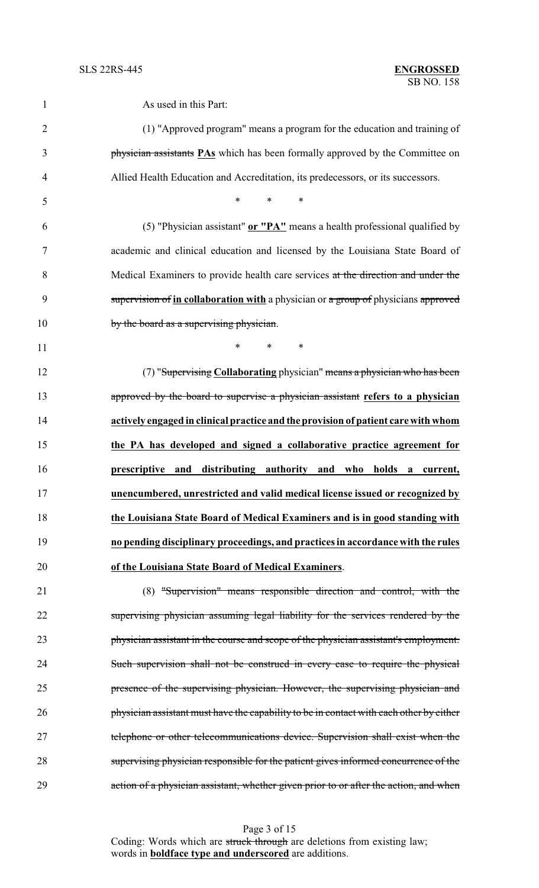As used in this Part:

(1) "Approved program" means a program for the education and training of ~~physician assistants~~ **PAs** which has been formally approved by the Committee on Allied Health Education and Accreditation, its predecessors, or its successors.

\* \* \*

(5) "Physician assistant" **or "PA"** means a health professional qualified by academic and clinical education and licensed by the Louisiana State Board of Medical Examiners to provide health care services ~~at the direction and under the supervision of~~ **in collaboration with** a physician or ~~a group of~~ physicians ~~approved by the board as a supervising physician~~.

\* \* \*

(7) "~~Supervising~~ **Collaborating** physician" ~~means a physician who has been approved by the board to supervise a physician assistant~~ **refers to a physician actively engaged in clinical practice and the provision of patient care with whom the PA has developed and signed a collaborative practice agreement for prescriptive and distributing authority and who holds a current, unencumbered, unrestricted and valid medical license issued or recognized by the Louisiana State Board of Medical Examiners and is in good standing with no pending disciplinary proceedings, and practices in accordance with the rules of the Louisiana State Board of Medical Examiners**.

(8) ~~"Supervision" means responsible direction and control, with the supervising physician assuming legal liability for the services rendered by the physician assistant in the course and scope of the physician assistant's employment. Such supervision shall not be construed in every case to require the physical presence of the supervising physician. However, the supervising physician and physician assistant must have the capability to be in contact with each other by either telephone or other telecommunications device. Supervision shall exist when the supervising physician responsible for the patient gives informed concurrence of the action of a physician assistant, whether given prior to or after the action, and when~~

Coding: Words which are ~~struck through~~ are deletions from existing law; words in **boldface type and underscored** are additions.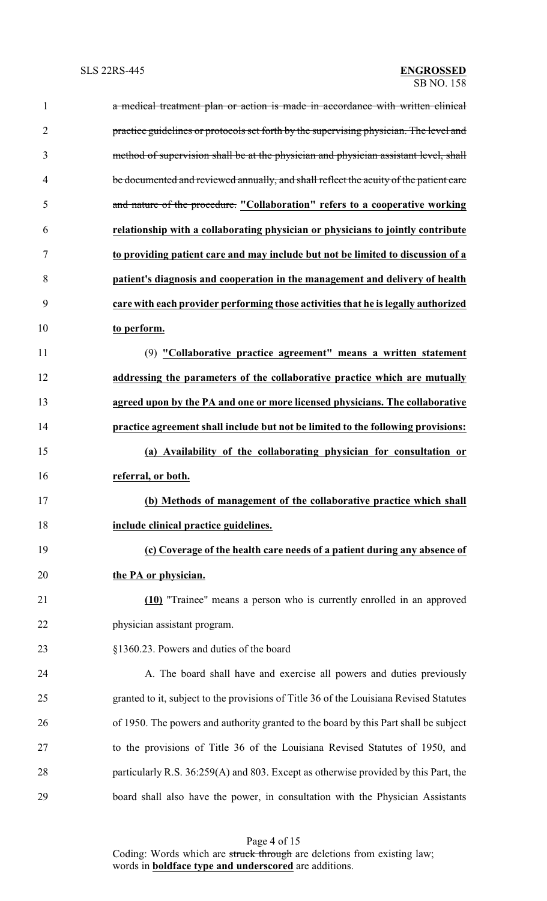~~a medical treatment plan or action is made in accordance with written clinical practice guidelines or protocols set forth by the supervising physician. The level and method of supervision shall be at the physician and physician assistant level, shall be documented and reviewed annually, and shall reflect the acuity of the patient care and nature of the procedure.~~ **<u>"Collaboration" refers to a cooperative working relationship with a collaborating physician or physicians to jointly contribute to providing patient care and may include but not be limited to discussion of a patient's diagnosis and cooperation in the management and delivery of health care with each provider performing those activities that he is legally authorized to perform.</u>**

(9) **<u>"Collaborative practice agreement" means a written statement addressing the parameters of the collaborative practice which are mutually agreed upon by the PA and one or more licensed physicians. The collaborative practice agreement shall include but not be limited to the following provisions:</u>**

**<u>(a) Availability of the collaborating physician for consultation or referral, or both.</u>**

**<u>(b) Methods of management of the collaborative practice which shall include clinical practice guidelines.</u>**

**<u>(c) Coverage of the health care needs of a patient during any absence of the PA or physician.</u>**

**<u>(10)</u>** "Trainee" means a person who is currently enrolled in an approved physician assistant program.

§1360.23. Powers and duties of the board

A. The board shall have and exercise all powers and duties previously granted to it, subject to the provisions of Title 36 of the Louisiana Revised Statutes of 1950. The powers and authority granted to the board by this Part shall be subject to the provisions of Title 36 of the Louisiana Revised Statutes of 1950, and particularly R.S. 36:259(A) and 803. Except as otherwise provided by this Part, the board shall also have the power, in consultation with the Physician Assistants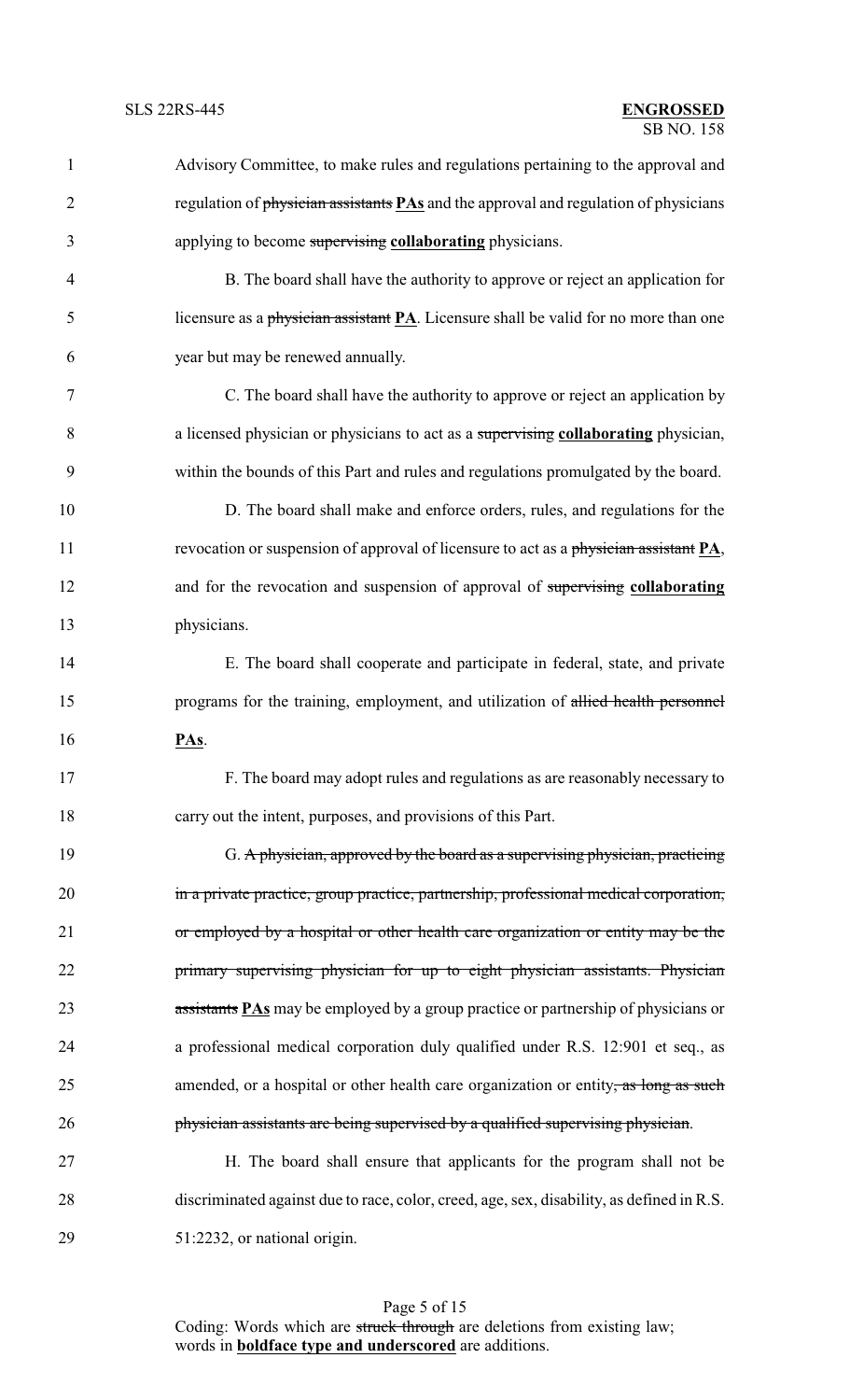Advisory Committee, to make rules and regulations pertaining to the approval and regulation of ~~physician assistants~~ **PAs** and the approval and regulation of physicians applying to become ~~supervising~~ **collaborating** physicians.

B. The board shall have the authority to approve or reject an application for licensure as a ~~physician assistant~~ **PA**. Licensure shall be valid for no more than one year but may be renewed annually.

C. The board shall have the authority to approve or reject an application by a licensed physician or physicians to act as a ~~supervising~~ **collaborating** physician, within the bounds of this Part and rules and regulations promulgated by the board.

D. The board shall make and enforce orders, rules, and regulations for the revocation or suspension of approval of licensure to act as a ~~physician assistant~~ **PA**, and for the revocation and suspension of approval of ~~supervising~~ **collaborating** physicians.

E. The board shall cooperate and participate in federal, state, and private programs for the training, employment, and utilization of ~~allied health personnel~~ **PAs**.

F. The board may adopt rules and regulations as are reasonably necessary to carry out the intent, purposes, and provisions of this Part.

G. ~~A physician, approved by the board as a supervising physician, practicing in a private practice, group practice, partnership, professional medical corporation, or employed by a hospital or other health care organization or entity may be the primary supervising physician for up to eight physician assistants. Physician assistants~~ **PAs** may be employed by a group practice or partnership of physicians or a professional medical corporation duly qualified under R.S. 12:901 et seq., as amended, or a hospital or other health care organization or entity~~, as long as such physician assistants are being supervised by a qualified supervising physician~~.

H. The board shall ensure that applicants for the program shall not be discriminated against due to race, color, creed, age, sex, disability, as defined in R.S. 51:2232, or national origin.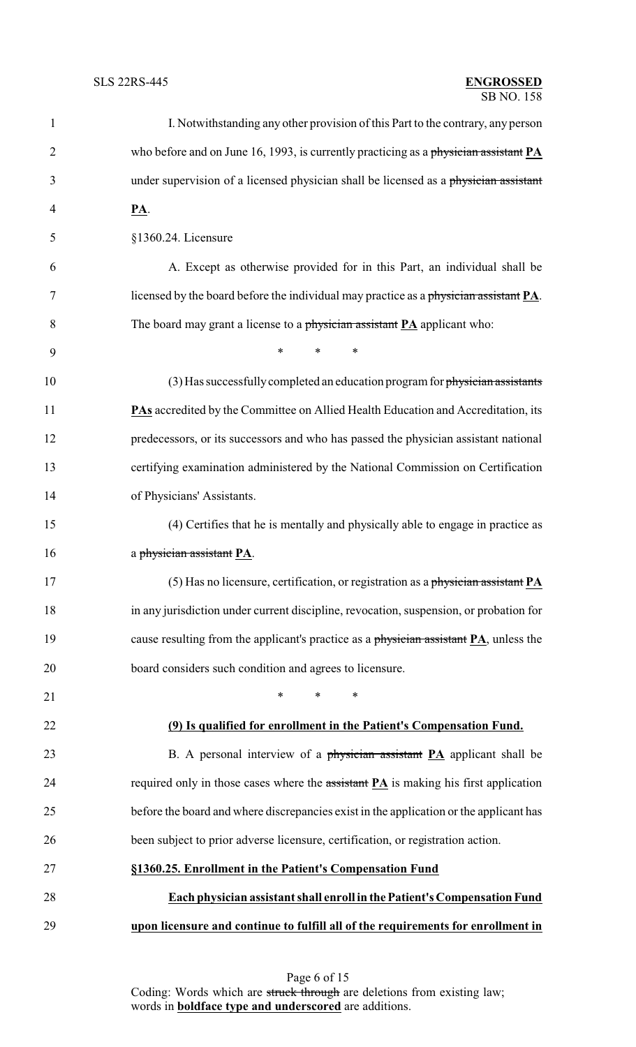I. Notwithstanding any other provision of this Part to the contrary, any person who before and on June 16, 1993, is currently practicing as a ~~physician assistant~~ **PA** under supervision of a licensed physician shall be licensed as a ~~physician assistant~~ **PA**.

§1360.24. Licensure

A. Except as otherwise provided for in this Part, an individual shall be licensed by the board before the individual may practice as a ~~physician assistant~~ **PA**. The board may grant a license to a ~~physician assistant~~ **PA** applicant who:

\* \* \*

(3) Has successfully completed an education program for ~~physician assistants~~ **PAs** accredited by the Committee on Allied Health Education and Accreditation, its predecessors, or its successors and who has passed the physician assistant national certifying examination administered by the National Commission on Certification of Physicians' Assistants.

(4) Certifies that he is mentally and physically able to engage in practice as a ~~physician assistant~~ **PA**.

(5) Has no licensure, certification, or registration as a ~~physician assistant~~ **PA** in any jurisdiction under current discipline, revocation, suspension, or probation for cause resulting from the applicant's practice as a ~~physician assistant~~ **PA**, unless the board considers such condition and agrees to licensure.

\* \* \*

**(9) Is qualified for enrollment in the Patient's Compensation Fund.**

B. A personal interview of a ~~physician assistant~~ **PA** applicant shall be required only in those cases where the ~~assistant~~ **PA** is making his first application before the board and where discrepancies exist in the application or the applicant has been subject to prior adverse licensure, certification, or registration action.

**§1360.25. Enrollment in the Patient's Compensation Fund**

**Each physician assistant shall enroll in the Patient's Compensation Fund upon licensure and continue to fulfill all of the requirements for enrollment in**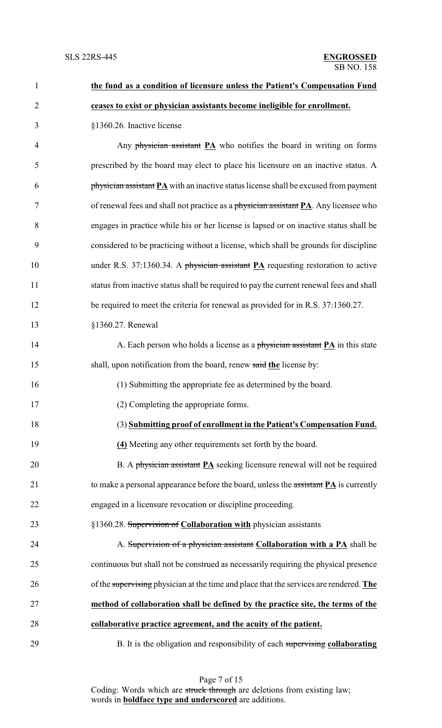**the fund as a condition of licensure unless the Patient's Compensation Fund ceases to exist or physician assistants become ineligible for enrollment.**

§1360.26. Inactive license

Any ~~physician assistant~~ **PA** who notifies the board in writing on forms prescribed by the board may elect to place his licensure on an inactive status. A ~~physician assistant~~ **PA** with an inactive status license shall be excused from payment of renewal fees and shall not practice as a ~~physician assistant~~ **PA**. Any licensee who engages in practice while his or her license is lapsed or on inactive status shall be considered to be practicing without a license, which shall be grounds for discipline under R.S. 37:1360.34. A ~~physician assistant~~ **PA** requesting restoration to active status from inactive status shall be required to pay the current renewal fees and shall be required to meet the criteria for renewal as provided for in R.S. 37:1360.27.

§1360.27. Renewal

A. Each person who holds a license as a ~~physician assistant~~ **PA** in this state shall, upon notification from the board, renew ~~said~~ **the** license by:

(1) Submitting the appropriate fee as determined by the board.

(2) Completing the appropriate forms.

(3) **Submitting proof of enrollment in the Patient's Compensation Fund.**

**(4)** Meeting any other requirements set forth by the board.

B. A ~~physician assistant~~ **PA** seeking licensure renewal will not be required to make a personal appearance before the board, unless the ~~assistant~~ **PA** is currently engaged in a licensure revocation or discipline proceeding.

§1360.28. ~~Supervision of~~ **Collaboration with** physician assistants

A. ~~Supervision of a physician assistant~~ **Collaboration with a PA** shall be continuous but shall not be construed as necessarily requiring the physical presence of the ~~supervising~~ physician at the time and place that the services are rendered. **The method of collaboration shall be defined by the practice site, the terms of the collaborative practice agreement, and the acuity of the patient.**

B. It is the obligation and responsibility of each ~~supervising~~ **collaborating**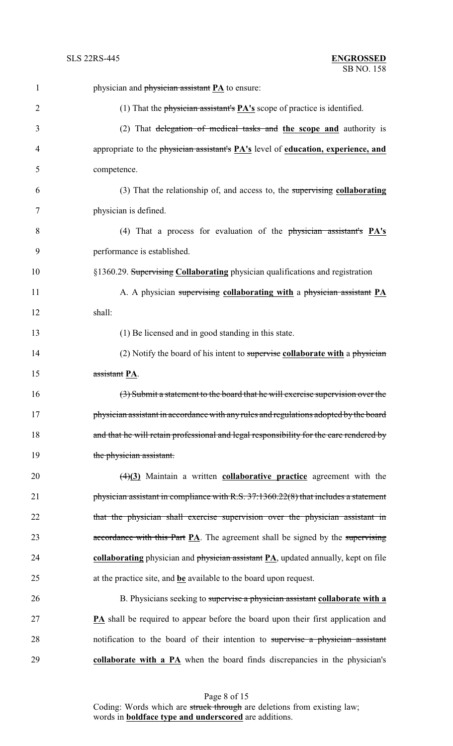physician and ~~physician assistant~~ **PA** to ensure:

(1) That the ~~physician assistant's~~ **PA's** scope of practice is identified.

(2) That ~~delegation of medical tasks and~~ **the scope and** authority is appropriate to the ~~physician assistant's~~ **PA's** level of **education, experience, and** competence.

(3) That the relationship of, and access to, the ~~supervising~~ **collaborating** physician is defined.

(4) That a process for evaluation of the ~~physician assistant's~~ **PA's** performance is established.

§1360.29. ~~Supervising~~ **Collaborating** physician qualifications and registration

A. A physician ~~supervising~~ **collaborating with** a ~~physician assistant~~ **PA** shall:

(1) Be licensed and in good standing in this state.

(2) Notify the board of his intent to ~~supervise~~ **collaborate with** a ~~physician assistant~~ **PA**.

~~(3) Submit a statement to the board that he will exercise supervision over the physician assistant in accordance with any rules and regulations adopted by the board and that he will retain professional and legal responsibility for the care rendered by the physician assistant.~~

~~(4)~~**(3)** Maintain a written **collaborative practice** agreement with the ~~physician assistant in compliance with R.S. 37:1360.22(8) that includes a statement that the physician shall exercise supervision over the physician assistant in accordance with this Part~~ **PA**. The agreement shall be signed by the ~~supervising~~ **collaborating** physician and ~~physician assistant~~ **PA**, updated annually, kept on file at the practice site, and **be** available to the board upon request.

B. Physicians seeking to ~~supervise a physician assistant~~ **collaborate with a PA** shall be required to appear before the board upon their first application and notification to the board of their intention to ~~supervise a physician assistant~~ **collaborate with a PA** when the board finds discrepancies in the physician's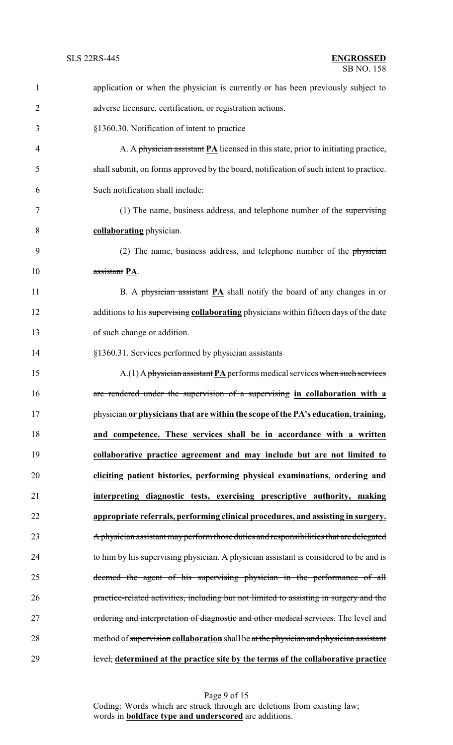application or when the physician is currently or has been previously subject to adverse licensure, certification, or registration actions.

§1360.30. Notification of intent to practice

A. A ~~physician assistant~~ **PA** licensed in this state, prior to initiating practice, shall submit, on forms approved by the board, notification of such intent to practice. Such notification shall include:

(1) The name, business address, and telephone number of the ~~supervising~~ **collaborating** physician.

(2) The name, business address, and telephone number of the ~~physician assistant~~ **PA**.

B. A ~~physician assistant~~ **PA** shall notify the board of any changes in or additions to his ~~supervising~~ **collaborating** physicians within fifteen days of the date of such change or addition.

§1360.31. Services performed by physician assistants

A.(1) A ~~physician assistant~~ **PA** performs medical services ~~when such services are rendered under the supervision of a supervising~~ **in collaboration with a** physician **or physicians that are within the scope of the PA's education, training, and competence. These services shall be in accordance with a written collaborative practice agreement and may include but are not limited to eliciting patient histories, performing physical examinations, ordering and interpreting diagnostic tests, exercising prescriptive authority, making appropriate referrals, performing clinical procedures, and assisting in surgery.** ~~A physician assistant may perform those duties and responsibilities that are delegated to him by his supervising physician. A physician assistant is considered to be and is deemed the agent of his supervising physician in the performance of all practice-related activities, including but not limited to assisting in surgery and the ordering and interpretation of diagnostic and other medical services.~~ The level and method of ~~supervision~~ **collaboration** shall be ~~at the physician and physician assistant level,~~ **determined at the practice site by the terms of the collaborative practice**

Coding: Words which are ~~struck through~~ are deletions from existing law; words in **boldface type and underscored** are additions.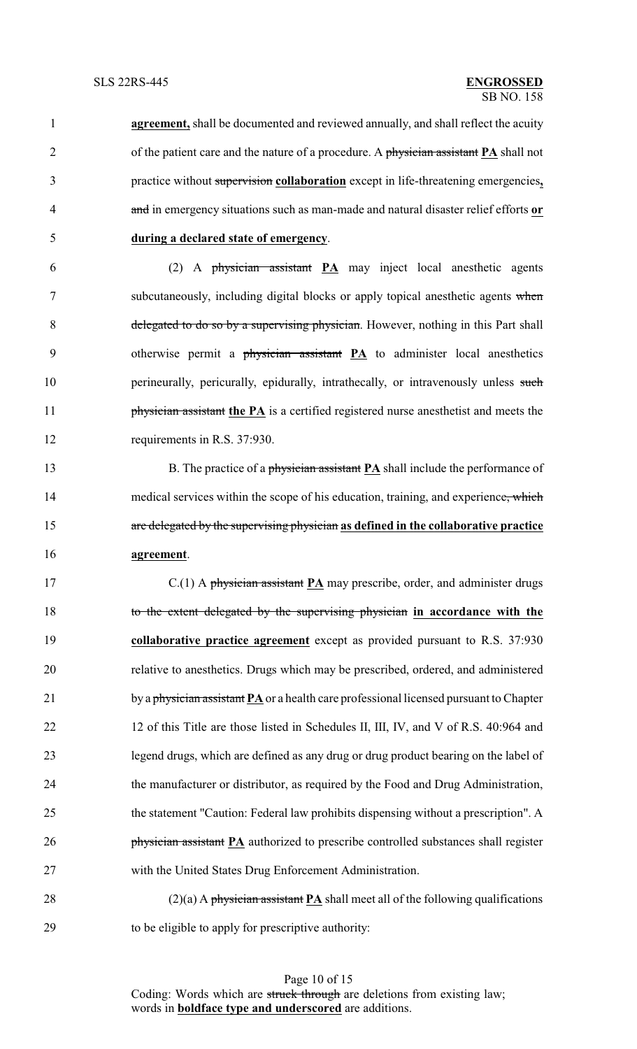**agreement,** shall be documented and reviewed annually, and shall reflect the acuity of the patient care and the nature of a procedure. A ~~physician assistant~~ **PA** shall not practice without ~~supervision~~ **collaboration** except in life-threatening emergencies**,** ~~and~~ in emergency situations such as man-made and natural disaster relief efforts **or during a declared state of emergency**.

(2) A ~~physician assistant~~ **PA** may inject local anesthetic agents subcutaneously, including digital blocks or apply topical anesthetic agents ~~when delegated to do so by a supervising physician~~. However, nothing in this Part shall otherwise permit a ~~physician assistant~~ **PA** to administer local anesthetics perineurally, pericurally, epidurally, intrathecally, or intravenously unless ~~such physician assistant~~ **the PA** is a certified registered nurse anesthetist and meets the requirements in R.S. 37:930.

B. The practice of a ~~physician assistant~~ **PA** shall include the performance of medical services within the scope of his education, training, and experience~~, which are delegated by the supervising physician~~ **as defined in the collaborative practice agreement**.

C.(1) A ~~physician assistant~~ **PA** may prescribe, order, and administer drugs ~~to the extent delegated by the supervising physician~~ **in accordance with the collaborative practice agreement** except as provided pursuant to R.S. 37:930 relative to anesthetics. Drugs which may be prescribed, ordered, and administered by a ~~physician assistant~~ **PA** or a health care professional licensed pursuant to Chapter 12 of this Title are those listed in Schedules II, III, IV, and V of R.S. 40:964 and legend drugs, which are defined as any drug or drug product bearing on the label of the manufacturer or distributor, as required by the Food and Drug Administration, the statement "Caution: Federal law prohibits dispensing without a prescription". A ~~physician assistant~~ **PA** authorized to prescribe controlled substances shall register with the United States Drug Enforcement Administration.

(2)(a) A ~~physician assistant~~ **PA** shall meet all of the following qualifications to be eligible to apply for prescriptive authority: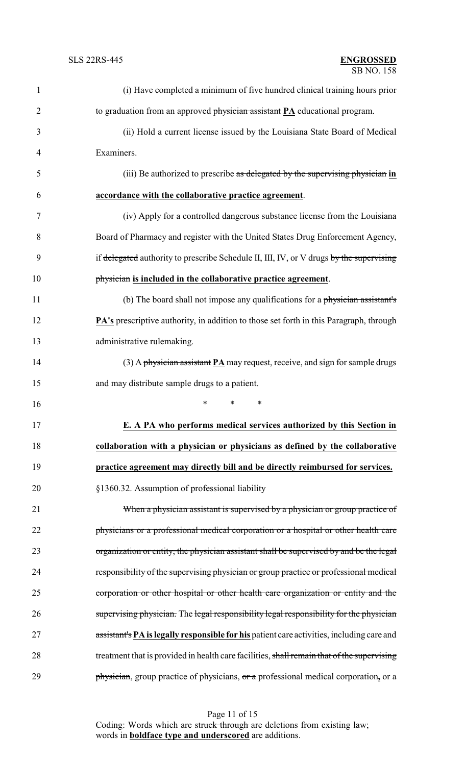(i) Have completed a minimum of five hundred clinical training hours prior to graduation from an approved ~~physician assistant~~ **PA** educational program.

(ii) Hold a current license issued by the Louisiana State Board of Medical Examiners.

(iii) Be authorized to prescribe ~~as delegated by the supervising physician~~ **in accordance with the collaborative practice agreement**.

(iv) Apply for a controlled dangerous substance license from the Louisiana Board of Pharmacy and register with the United States Drug Enforcement Agency, if ~~delegated~~ authority to prescribe Schedule II, III, IV, or V drugs ~~by the supervising physician~~ **is included in the collaborative practice agreement**.

(b) The board shall not impose any qualifications for a ~~physician assistant's~~ **PA's** prescriptive authority, in addition to those set forth in this Paragraph, through administrative rulemaking.

(3) A ~~physician assistant~~ **PA** may request, receive, and sign for sample drugs and may distribute sample drugs to a patient.

\* \* \*

**E. A PA who performs medical services authorized by this Section in collaboration with a physician or physicians as defined by the collaborative practice agreement may directly bill and be directly reimbursed for services.**

§1360.32. Assumption of professional liability

~~When a physician assistant is supervised by a physician or group practice of physicians or a professional medical corporation or a hospital or other health care organization or entity, the physician assistant shall be supervised by and be the legal responsibility of the supervising physician or group practice or professional medical corporation or other hospital or other health care organization or entity and the supervising physician.~~ The ~~legal responsibility legal responsibility for the physician assistant's~~ **PA is legally responsible for his** patient care activities, including care and treatment that is provided in health care facilities, ~~shall remain that of the supervising physician~~, group practice of physicians, ~~or a~~ professional medical corporation**,** or a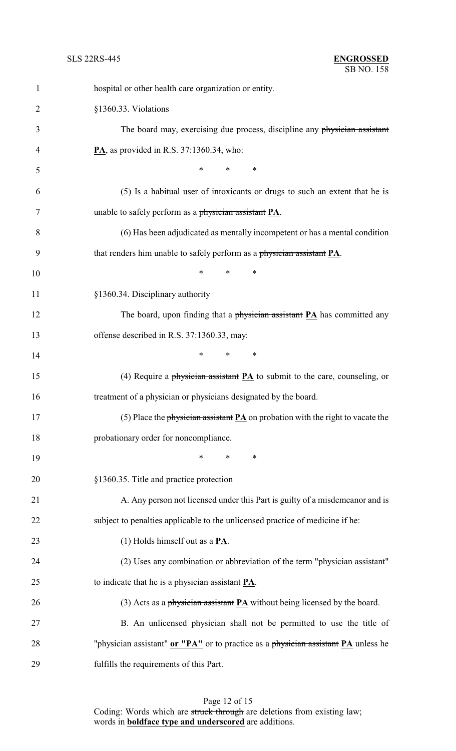hospital or other health care organization or entity.

§1360.33. Violations

The board may, exercising due process, discipline any ~~physician assistant~~ **PA**, as provided in R.S. 37:1360.34, who:

\* \* \*

(5) Is a habitual user of intoxicants or drugs to such an extent that he is unable to safely perform as a ~~physician assistant~~ **PA**.

(6) Has been adjudicated as mentally incompetent or has a mental condition that renders him unable to safely perform as a ~~physician assistant~~ **PA**.

\* \* \*

§1360.34. Disciplinary authority

The board, upon finding that a ~~physician assistant~~ **PA** has committed any offense described in R.S. 37:1360.33, may:

\* \* \*

(4) Require a ~~physician assistant~~ **PA** to submit to the care, counseling, or treatment of a physician or physicians designated by the board.

(5) Place the ~~physician assistant~~ **PA** on probation with the right to vacate the probationary order for noncompliance.

\* \* \*

§1360.35. Title and practice protection

A. Any person not licensed under this Part is guilty of a misdemeanor and is subject to penalties applicable to the unlicensed practice of medicine if he:

(1) Holds himself out as a **PA**.

(2) Uses any combination or abbreviation of the term "physician assistant" to indicate that he is a ~~physician assistant~~ **PA**.

(3) Acts as a ~~physician assistant~~ **PA** without being licensed by the board.

B. An unlicensed physician shall not be permitted to use the title of "physician assistant" **or "PA"** or to practice as a ~~physician assistant~~ **PA** unless he fulfills the requirements of this Part.

Coding: Words which are ~~struck through~~ are deletions from existing law; words in **boldface type and underscored** are additions.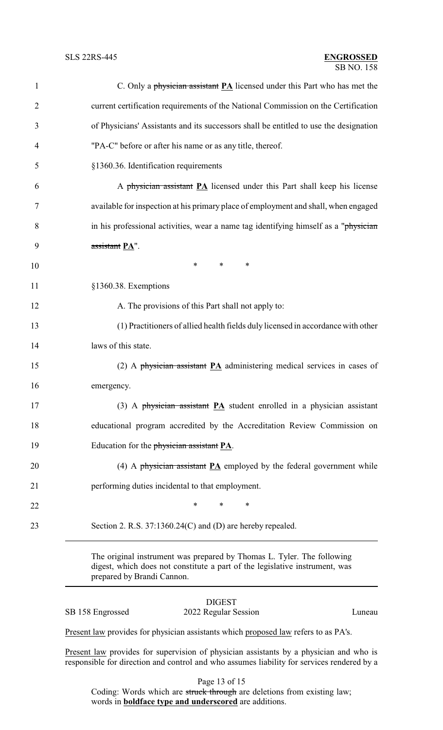C. Only a ~~physician assistant~~ **PA** licensed under this Part who has met the current certification requirements of the National Commission on the Certification of Physicians' Assistants and its successors shall be entitled to use the designation "PA-C" before or after his name or as any title, thereof.

§1360.36. Identification requirements

A ~~physician assistant~~ **PA** licensed under this Part shall keep his license available for inspection at his primary place of employment and shall, when engaged in his professional activities, wear a name tag identifying himself as a "~~physician assistant~~ **PA**".

\* \* \*

§1360.38. Exemptions

A. The provisions of this Part shall not apply to:

(1) Practitioners of allied health fields duly licensed in accordance with other laws of this state.

(2) A ~~physician assistant~~ **PA** administering medical services in cases of emergency.

(3) A ~~physician assistant~~ **PA** student enrolled in a physician assistant educational program accredited by the Accreditation Review Commission on Education for the ~~physician assistant~~ **PA**.

(4) A ~~physician assistant~~ **PA** employed by the federal government while performing duties incidental to that employment.

\* \* \*

Section 2. R.S. 37:1360.24(C) and (D) are hereby repealed.

---

The original instrument was prepared by Thomas L. Tyler. The following digest, which does not constitute a part of the legislative instrument, was prepared by Brandi Cannon.

---

DIGEST

SB 158 Engrossed | 2022 Regular Session | Luneau

Present law provides for physician assistants which proposed law refers to as PA's.

Present law provides for supervision of physician assistants by a physician and who is responsible for direction and control and who assumes liability for services rendered by a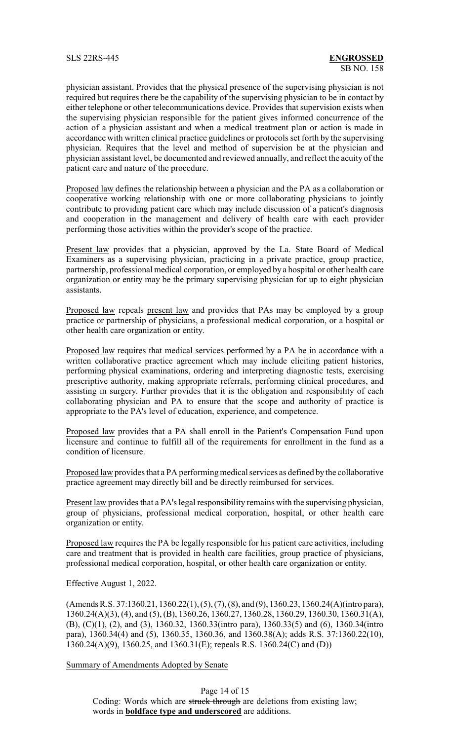physician assistant. Provides that the physical presence of the supervising physician is not required but requires there be the capability of the supervising physician to be in contact by either telephone or other telecommunications device. Provides that supervision exists when the supervising physician responsible for the patient gives informed concurrence of the action of a physician assistant and when a medical treatment plan or action is made in accordance with written clinical practice guidelines or protocols set forth by the supervising physician. Requires that the level and method of supervision be at the physician and physician assistant level, be documented and reviewed annually, and reflect the acuity of the patient care and nature of the procedure.

Proposed law defines the relationship between a physician and the PA as a collaboration or cooperative working relationship with one or more collaborating physicians to jointly contribute to providing patient care which may include discussion of a patient's diagnosis and cooperation in the management and delivery of health care with each provider performing those activities within the provider's scope of the practice.

Present law provides that a physician, approved by the La. State Board of Medical Examiners as a supervising physician, practicing in a private practice, group practice, partnership, professional medical corporation, or employed by a hospital or other health care organization or entity may be the primary supervising physician for up to eight physician assistants.

Proposed law repeals present law and provides that PAs may be employed by a group practice or partnership of physicians, a professional medical corporation, or a hospital or other health care organization or entity.

Proposed law requires that medical services performed by a PA be in accordance with a written collaborative practice agreement which may include eliciting patient histories, performing physical examinations, ordering and interpreting diagnostic tests, exercising prescriptive authority, making appropriate referrals, performing clinical procedures, and assisting in surgery. Further provides that it is the obligation and responsibility of each collaborating physician and PA to ensure that the scope and authority of practice is appropriate to the PA's level of education, experience, and competence.

Proposed law provides that a PA shall enroll in the Patient's Compensation Fund upon licensure and continue to fulfill all of the requirements for enrollment in the fund as a condition of licensure.

Proposed law provides that a PA performing medical services as defined by the collaborative practice agreement may directly bill and be directly reimbursed for services.

Present law provides that a PA's legal responsibility remains with the supervising physician, group of physicians, professional medical corporation, hospital, or other health care organization or entity.

Proposed law requires the PA be legally responsible for his patient care activities, including care and treatment that is provided in health care facilities, group practice of physicians, professional medical corporation, hospital, or other health care organization or entity.

Effective August 1, 2022.

(Amends R.S. 37:1360.21, 1360.22(1), (5), (7), (8), and (9), 1360.23, 1360.24(A)(intro para), 1360.24(A)(3), (4), and (5), (B), 1360.26, 1360.27, 1360.28, 1360.29, 1360.30, 1360.31(A), (B), (C)(1), (2), and (3), 1360.32, 1360.33(intro para), 1360.33(5) and (6), 1360.34(intro para), 1360.34(4) and (5), 1360.35, 1360.36, and 1360.38(A); adds R.S. 37:1360.22(10), 1360.24(A)(9), 1360.25, and 1360.31(E); repeals R.S. 1360.24(C) and (D))

Summary of Amendments Adopted by Senate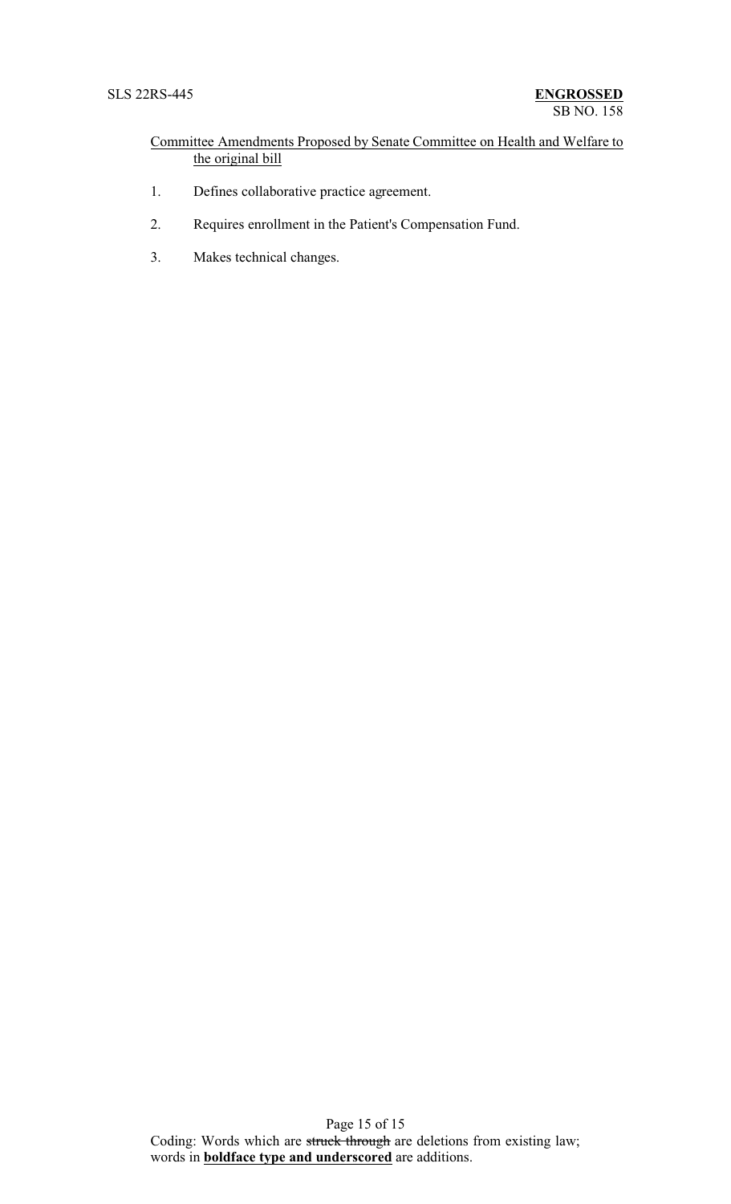Committee Amendments Proposed by Senate Committee on Health and Welfare to the original bill

1. Defines collaborative practice agreement.

2. Requires enrollment in the Patient's Compensation Fund.

3. Makes technical changes.

Coding: Words which are ~~struck through~~ are deletions from existing law; words in **boldface type and underscored** are additions.